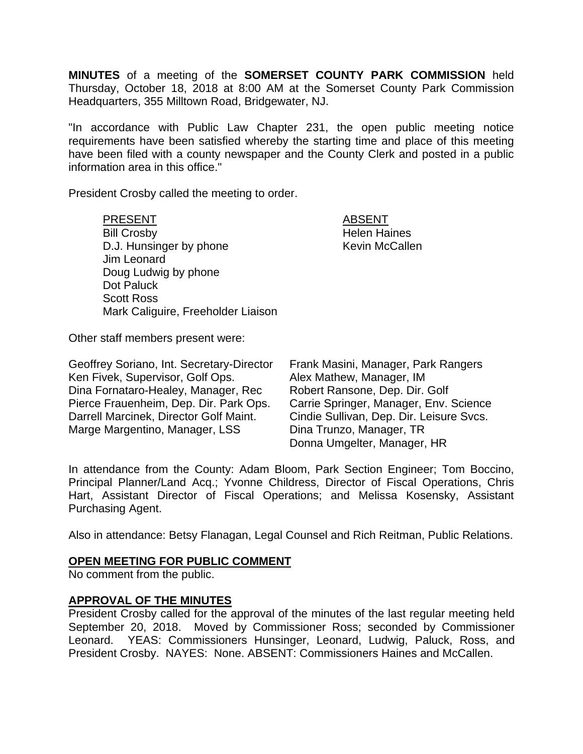**MINUTES** of a meeting of the **SOMERSET COUNTY PARK COMMISSION** held Thursday, October 18, 2018 at 8:00 AM at the Somerset County Park Commission Headquarters, 355 Milltown Road, Bridgewater, NJ.

"In accordance with Public Law Chapter 231, the open public meeting notice requirements have been satisfied whereby the starting time and place of this meeting have been filed with a county newspaper and the County Clerk and posted in a public information area in this office."

President Crosby called the meeting to order.

| PRESENT | ABSENT |
|---|---|
| Bill Crosby | Helen Haines |
| D.J. Hunsinger by phone | Kevin McCallen |
| Jim Leonard | |
| Doug Ludwig by phone | |
| Dot Paluck | |
| Scott Ross | |
| Mark Caliguire, Freeholder Liaison | |

Other staff members present were:

| | |
|---|---|
| Geoffrey Soriano, Int. Secretary-Director | Frank Masini, Manager, Park Rangers |
| Ken Fivek, Supervisor, Golf Ops. | Alex Mathew, Manager, IM |
| Dina Fornataro-Healey, Manager, Rec | Robert Ransone, Dep. Dir. Golf |
| Pierce Frauenheim, Dep. Dir. Park Ops. | Carrie Springer, Manager, Env. Science |
| Darrell Marcinek, Director Golf Maint. | Cindie Sullivan, Dep. Dir. Leisure Svcs. |
| Marge Margentino, Manager, LSS | Dina Trunzo, Manager, TR |
| | Donna Umgelter, Manager, HR |

In attendance from the County: Adam Bloom, Park Section Engineer; Tom Boccino, Principal Planner/Land Acq.; Yvonne Childress, Director of Fiscal Operations, Chris Hart, Assistant Director of Fiscal Operations; and Melissa Kosensky, Assistant Purchasing Agent.

Also in attendance: Betsy Flanagan, Legal Counsel and Rich Reitman, Public Relations.

**OPEN MEETING FOR PUBLIC COMMENT**

No comment from the public.

**APPROVAL OF THE MINUTES**

President Crosby called for the approval of the minutes of the last regular meeting held September 20, 2018. Moved by Commissioner Ross; seconded by Commissioner Leonard. YEAS: Commissioners Hunsinger, Leonard, Ludwig, Paluck, Ross, and President Crosby. NAYES: None. ABSENT: Commissioners Haines and McCallen.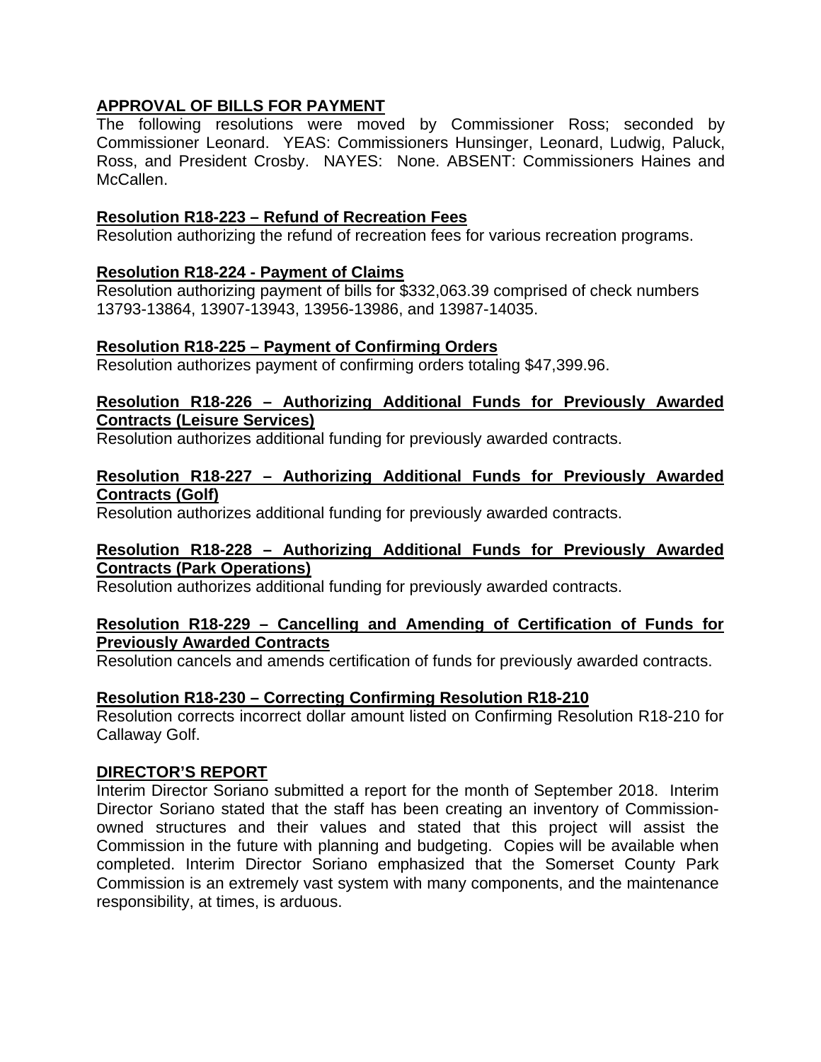**APPROVAL OF BILLS FOR PAYMENT**

The following resolutions were moved by Commissioner Ross; seconded by Commissioner Leonard. YEAS: Commissioners Hunsinger, Leonard, Ludwig, Paluck, Ross, and President Crosby. NAYES: None. ABSENT: Commissioners Haines and McCallen.

**Resolution R18-223 – Refund of Recreation Fees**

Resolution authorizing the refund of recreation fees for various recreation programs.

**Resolution R18-224 - Payment of Claims**

Resolution authorizing payment of bills for $332,063.39 comprised of check numbers 13793-13864, 13907-13943, 13956-13986, and 13987-14035.

**Resolution R18-225 – Payment of Confirming Orders**

Resolution authorizes payment of confirming orders totaling $47,399.96.

**Resolution R18-226 – Authorizing Additional Funds for Previously Awarded Contracts (Leisure Services)**

Resolution authorizes additional funding for previously awarded contracts.

**Resolution R18-227 – Authorizing Additional Funds for Previously Awarded Contracts (Golf)**

Resolution authorizes additional funding for previously awarded contracts.

**Resolution R18-228 – Authorizing Additional Funds for Previously Awarded Contracts (Park Operations)**

Resolution authorizes additional funding for previously awarded contracts.

**Resolution R18-229 – Cancelling and Amending of Certification of Funds for Previously Awarded Contracts**

Resolution cancels and amends certification of funds for previously awarded contracts.

**Resolution R18-230 – Correcting Confirming Resolution R18-210**

Resolution corrects incorrect dollar amount listed on Confirming Resolution R18-210 for Callaway Golf.

**DIRECTOR'S REPORT**

Interim Director Soriano submitted a report for the month of September 2018. Interim Director Soriano stated that the staff has been creating an inventory of Commission-owned structures and their values and stated that this project will assist the Commission in the future with planning and budgeting. Copies will be available when completed. Interim Director Soriano emphasized that the Somerset County Park Commission is an extremely vast system with many components, and the maintenance responsibility, at times, is arduous.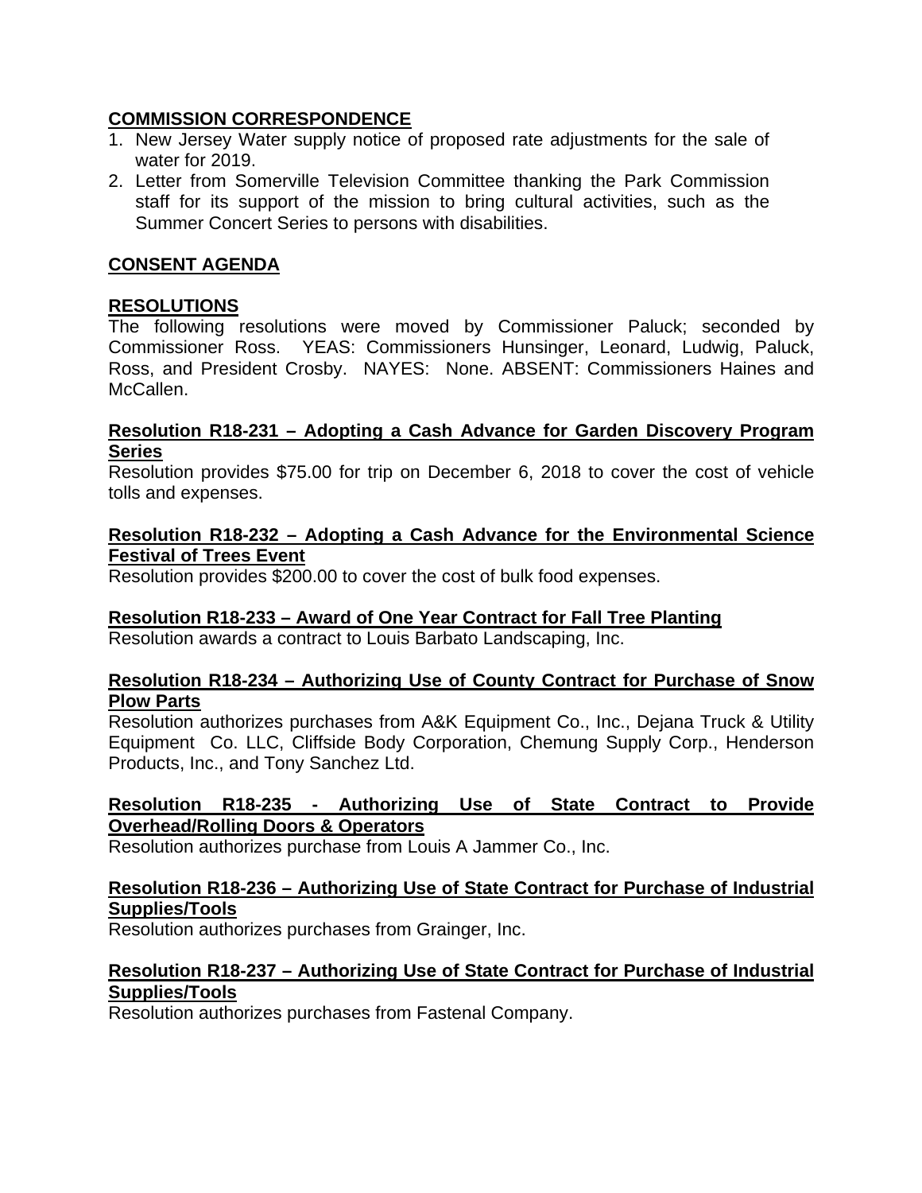## COMMISSION CORRESPONDENCE

1. New Jersey Water supply notice of proposed rate adjustments for the sale of water for 2019.
2. Letter from Somerville Television Committee thanking the Park Commission staff for its support of the mission to bring cultural activities, such as the Summer Concert Series to persons with disabilities.

## CONSENT AGENDA

## RESOLUTIONS

The following resolutions were moved by Commissioner Paluck; seconded by Commissioner Ross. YEAS: Commissioners Hunsinger, Leonard, Ludwig, Paluck, Ross, and President Crosby. NAYES: None. ABSENT: Commissioners Haines and McCallen.

**Resolution R18-231 – Adopting a Cash Advance for Garden Discovery Program Series**

Resolution provides $75.00 for trip on December 6, 2018 to cover the cost of vehicle tolls and expenses.

**Resolution R18-232 – Adopting a Cash Advance for the Environmental Science Festival of Trees Event**

Resolution provides $200.00 to cover the cost of bulk food expenses.

**Resolution R18-233 – Award of One Year Contract for Fall Tree Planting**

Resolution awards a contract to Louis Barbato Landscaping, Inc.

**Resolution R18-234 – Authorizing Use of County Contract for Purchase of Snow Plow Parts**

Resolution authorizes purchases from A&K Equipment Co., Inc., Dejana Truck & Utility Equipment Co. LLC, Cliffside Body Corporation, Chemung Supply Corp., Henderson Products, Inc., and Tony Sanchez Ltd.

**Resolution R18-235 - Authorizing Use of State Contract to Provide Overhead/Rolling Doors & Operators**

Resolution authorizes purchase from Louis A Jammer Co., Inc.

**Resolution R18-236 – Authorizing Use of State Contract for Purchase of Industrial Supplies/Tools**

Resolution authorizes purchases from Grainger, Inc.

**Resolution R18-237 – Authorizing Use of State Contract for Purchase of Industrial Supplies/Tools**

Resolution authorizes purchases from Fastenal Company.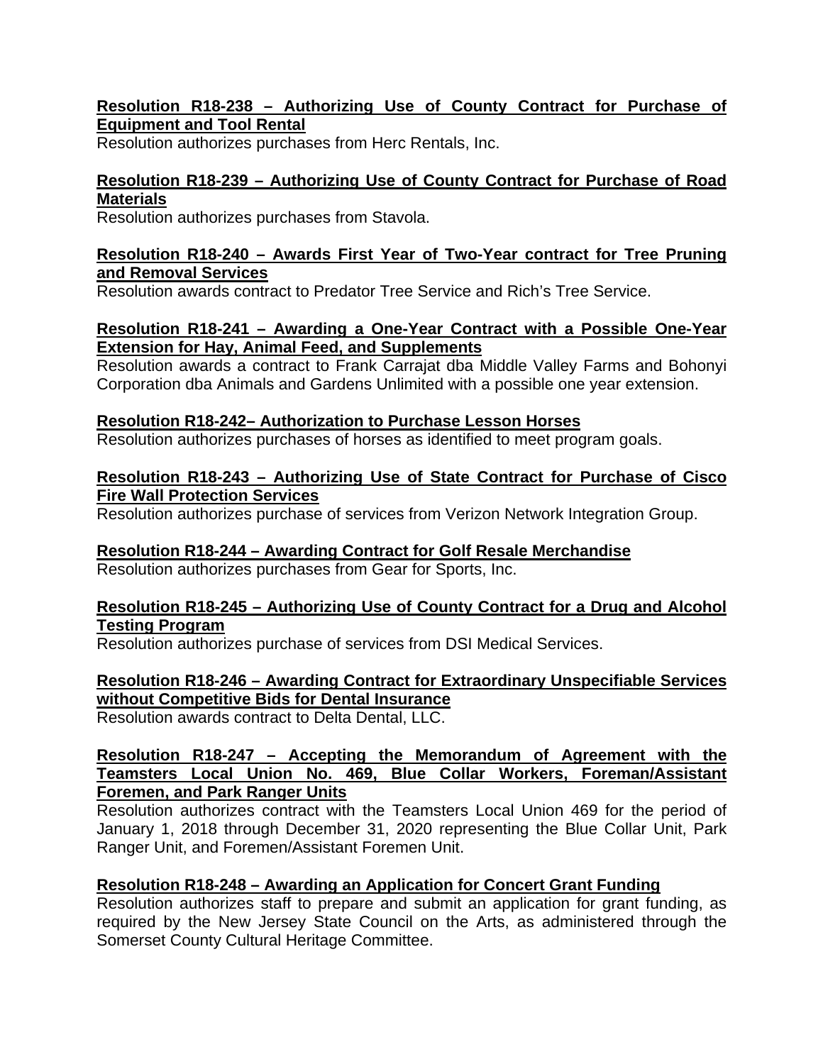**Resolution R18-238 – Authorizing Use of County Contract for Purchase of Equipment and Tool Rental**

Resolution authorizes purchases from Herc Rentals, Inc.

**Resolution R18-239 – Authorizing Use of County Contract for Purchase of Road Materials**

Resolution authorizes purchases from Stavola.

**Resolution R18-240 – Awards First Year of Two-Year contract for Tree Pruning and Removal Services**

Resolution awards contract to Predator Tree Service and Rich's Tree Service.

**Resolution R18-241 – Awarding a One-Year Contract with a Possible One-Year Extension for Hay, Animal Feed, and Supplements**

Resolution awards a contract to Frank Carrajat dba Middle Valley Farms and Bohonyi Corporation dba Animals and Gardens Unlimited with a possible one year extension.

**Resolution R18-242– Authorization to Purchase Lesson Horses**

Resolution authorizes purchases of horses as identified to meet program goals.

**Resolution R18-243 – Authorizing Use of State Contract for Purchase of Cisco Fire Wall Protection Services**

Resolution authorizes purchase of services from Verizon Network Integration Group.

**Resolution R18-244 – Awarding Contract for Golf Resale Merchandise**

Resolution authorizes purchases from Gear for Sports, Inc.

**Resolution R18-245 – Authorizing Use of County Contract for a Drug and Alcohol Testing Program**

Resolution authorizes purchase of services from DSI Medical Services.

**Resolution R18-246 – Awarding Contract for Extraordinary Unspecifiable Services without Competitive Bids for Dental Insurance**

Resolution awards contract to Delta Dental, LLC.

**Resolution R18-247 – Accepting the Memorandum of Agreement with the Teamsters Local Union No. 469, Blue Collar Workers, Foreman/Assistant Foremen, and Park Ranger Units**

Resolution authorizes contract with the Teamsters Local Union 469 for the period of January 1, 2018 through December 31, 2020 representing the Blue Collar Unit, Park Ranger Unit, and Foremen/Assistant Foremen Unit.

**Resolution R18-248 – Awarding an Application for Concert Grant Funding**

Resolution authorizes staff to prepare and submit an application for grant funding, as required by the New Jersey State Council on the Arts, as administered through the Somerset County Cultural Heritage Committee.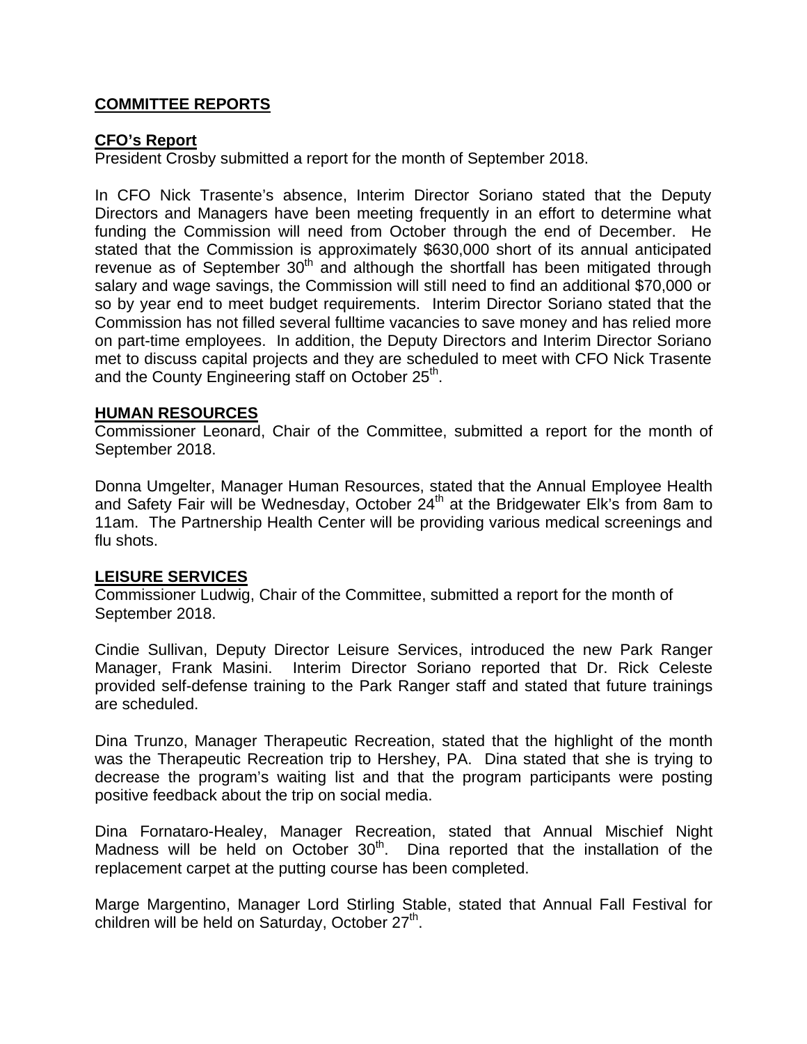## **COMMITTEE REPORTS**

### **CFO's Report**

President Crosby submitted a report for the month of September 2018.

In CFO Nick Trasente's absence, Interim Director Soriano stated that the Deputy Directors and Managers have been meeting frequently in an effort to determine what funding the Commission will need from October through the end of December. He stated that the Commission is approximately $630,000 short of its annual anticipated revenue as of September 30th and although the shortfall has been mitigated through salary and wage savings, the Commission will still need to find an additional $70,000 or so by year end to meet budget requirements. Interim Director Soriano stated that the Commission has not filled several fulltime vacancies to save money and has relied more on part-time employees. In addition, the Deputy Directors and Interim Director Soriano met to discuss capital projects and they are scheduled to meet with CFO Nick Trasente and the County Engineering staff on October 25th.

### **HUMAN RESOURCES**

Commissioner Leonard, Chair of the Committee, submitted a report for the month of September 2018.

Donna Umgelter, Manager Human Resources, stated that the Annual Employee Health and Safety Fair will be Wednesday, October 24th at the Bridgewater Elk's from 8am to 11am. The Partnership Health Center will be providing various medical screenings and flu shots.

### **LEISURE SERVICES**

Commissioner Ludwig, Chair of the Committee, submitted a report for the month of September 2018.

Cindie Sullivan, Deputy Director Leisure Services, introduced the new Park Ranger Manager, Frank Masini. Interim Director Soriano reported that Dr. Rick Celeste provided self-defense training to the Park Ranger staff and stated that future trainings are scheduled.

Dina Trunzo, Manager Therapeutic Recreation, stated that the highlight of the month was the Therapeutic Recreation trip to Hershey, PA. Dina stated that she is trying to decrease the program's waiting list and that the program participants were posting positive feedback about the trip on social media.

Dina Fornataro-Healey, Manager Recreation, stated that Annual Mischief Night Madness will be held on October 30th. Dina reported that the installation of the replacement carpet at the putting course has been completed.

Marge Margentino, Manager Lord Stirling Stable, stated that Annual Fall Festival for children will be held on Saturday, October 27th.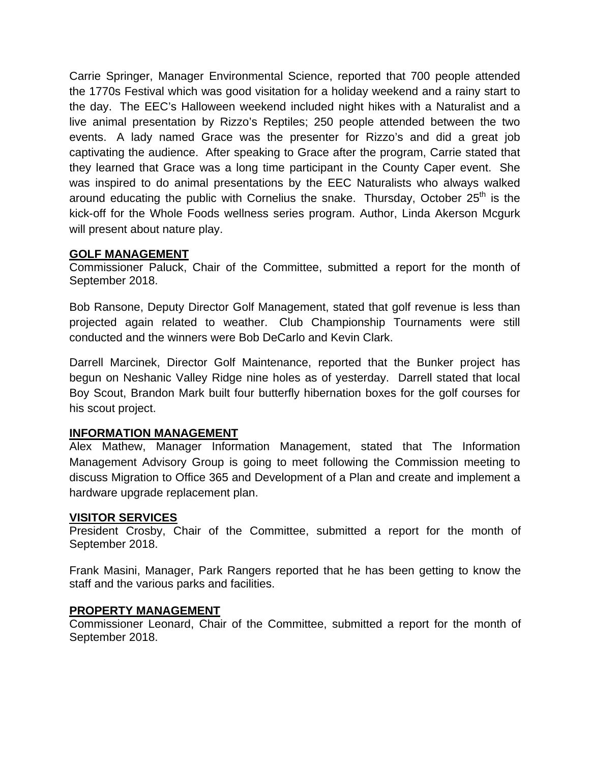Carrie Springer, Manager Environmental Science, reported that 700 people attended the 1770s Festival which was good visitation for a holiday weekend and a rainy start to the day. The EEC's Halloween weekend included night hikes with a Naturalist and a live animal presentation by Rizzo's Reptiles; 250 people attended between the two events. A lady named Grace was the presenter for Rizzo's and did a great job captivating the audience. After speaking to Grace after the program, Carrie stated that they learned that Grace was a long time participant in the County Caper event. She was inspired to do animal presentations by the EEC Naturalists who always walked around educating the public with Cornelius the snake. Thursday, October 25th is the kick-off for the Whole Foods wellness series program. Author, Linda Akerson Mcgurk will present about nature play.

**GOLF MANAGEMENT**

Commissioner Paluck, Chair of the Committee, submitted a report for the month of September 2018.

Bob Ransone, Deputy Director Golf Management, stated that golf revenue is less than projected again related to weather. Club Championship Tournaments were still conducted and the winners were Bob DeCarlo and Kevin Clark.

Darrell Marcinek, Director Golf Maintenance, reported that the Bunker project has begun on Neshanic Valley Ridge nine holes as of yesterday. Darrell stated that local Boy Scout, Brandon Mark built four butterfly hibernation boxes for the golf courses for his scout project.

**INFORMATION MANAGEMENT**

Alex Mathew, Manager Information Management, stated that The Information Management Advisory Group is going to meet following the Commission meeting to discuss Migration to Office 365 and Development of a Plan and create and implement a hardware upgrade replacement plan.

**VISITOR SERVICES**

President Crosby, Chair of the Committee, submitted a report for the month of September 2018.

Frank Masini, Manager, Park Rangers reported that he has been getting to know the staff and the various parks and facilities.

**PROPERTY MANAGEMENT**

Commissioner Leonard, Chair of the Committee, submitted a report for the month of September 2018.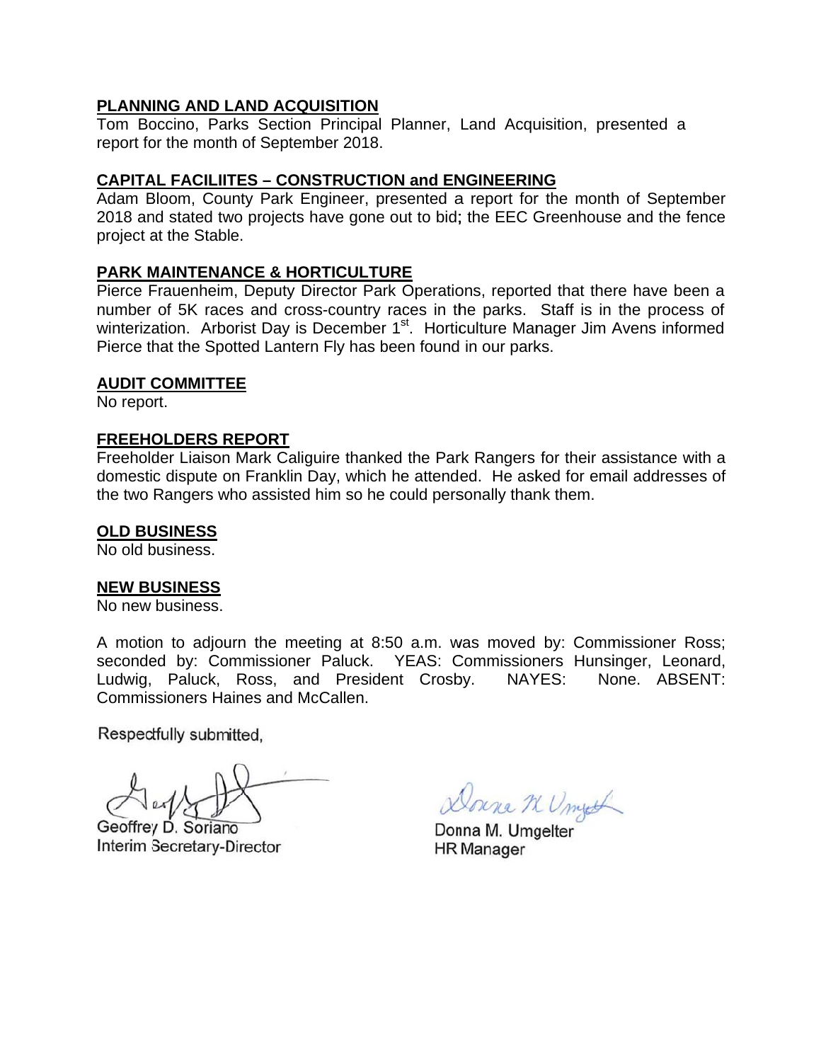## PLANNING AND LAND ACQUISITION

Tom Boccino, Parks Section Principal Planner, Land Acquisition, presented a report for the month of September 2018.

## CAPITAL FACILIITES – CONSTRUCTION and ENGINEERING

Adam Bloom, County Park Engineer, presented a report for the month of September 2018 and stated two projects have gone out to bid; the EEC Greenhouse and the fence project at the Stable.

## PARK MAINTENANCE & HORTICULTURE

Pierce Frauenheim, Deputy Director Park Operations, reported that there have been a number of 5K races and cross-country races in the parks. Staff is in the process of winterization. Arborist Day is December 1st. Horticulture Manager Jim Avens informed Pierce that the Spotted Lantern Fly has been found in our parks.

## AUDIT COMMITTEE

No report.

## FREEHOLDERS REPORT

Freeholder Liaison Mark Caliguire thanked the Park Rangers for their assistance with a domestic dispute on Franklin Day, which he attended. He asked for email addresses of the two Rangers who assisted him so he could personally thank them.

## OLD BUSINESS

No old business.

## NEW BUSINESS

No new business.

A motion to adjourn the meeting at 8:50 a.m. was moved by: Commissioner Ross; seconded by: Commissioner Paluck. YEAS: Commissioners Hunsinger, Leonard, Ludwig, Paluck, Ross, and President Crosby. NAYES: None. ABSENT: Commissioners Haines and McCallen.

Respectfully submitted,

Geoffrey D. Soriano
Interim Secretary-Director

Donna M. Umgelter
HR Manager